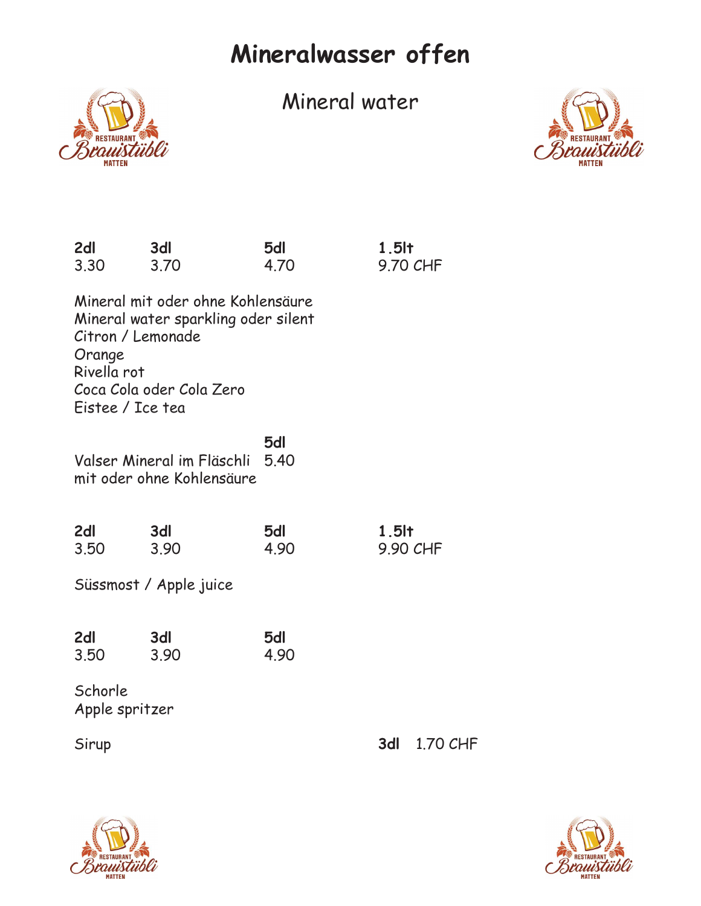# Mineralwasser offen

## Mineral water

| 2dl | 3dl | 5dl | 1.5lt |
|---|---|---|---|
| 3.30 | 3.70 | 4.70 | 9.70 CHF |

Mineral mit oder ohne Kohlensäure
Mineral water sparkling oder silent
Citron / Lemonade
Orange
Rivella rot
Coca Cola oder Cola Zero
Eistee / Ice tea

| | 5dl |
|---|---|
| Valser Mineral im Fläschli mit oder ohne Kohlensäure | 5.40 |

| 2dl | 3dl | 5dl | 1.5lt |
|---|---|---|---|
| 3.50 | 3.90 | 4.90 | 9.90 CHF |

Süssmost / Apple juice

| 2dl | 3dl | 5dl |
|---|---|---|
| 3.50 | 3.90 | 4.90 |

Schorle
Apple spritzer

Sirup **3dl** 1.70 CHF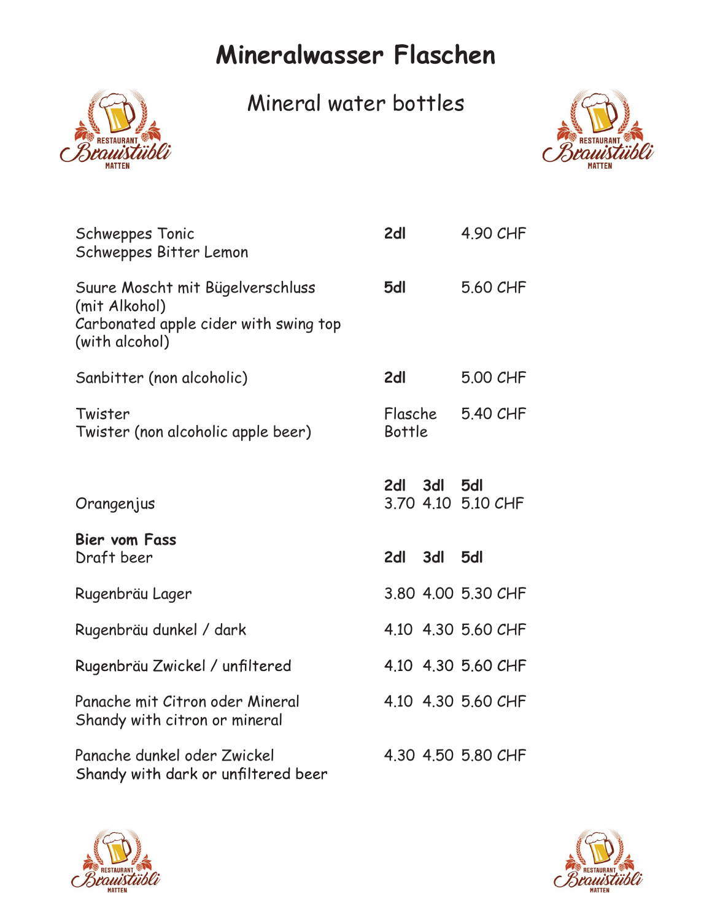# Mineralwasser Flaschen

## Mineral water bottles

| | | |
|---|---|---|
| Schweppes Tonic<br>Schweppes Bitter Lemon | **2dl** | 4.90 CHF |
| Suure Moscht mit Bügelverschluss (mit Alkohol)<br>Carbonated apple cider with swing top (with alcohol) | **5dl** | 5.60 CHF |
| Sanbitter (non alcoholic) | **2dl** | 5.00 CHF |
| Twister<br>Twister (non alcoholic apple beer) | Flasche<br>Bottle | 5.40 CHF |

| | **2dl** | **3dl** | **5dl** |
|---|---|---|---|
| Orangenjus | 3.70 | 4.10 | 5.10 CHF |

| **Bier vom Fass**<br>Draft beer | **2dl** | **3dl** | **5dl** |
|---|---|---|---|
| Rugenbräu Lager | 3.80 | 4.00 | 5.30 CHF |
| Rugenbräu dunkel / dark | 4.10 | 4.30 | 5.60 CHF |
| Rugenbräu Zwickel / unfiltered | 4.10 | 4.30 | 5.60 CHF |
| Panache mit Citron oder Mineral<br>Shandy with citron or mineral | 4.10 | 4.30 | 5.60 CHF |
| Panache dunkel oder Zwickel<br>Shandy with dark or unfiltered beer | 4.30 | 4.50 | 5.80 CHF |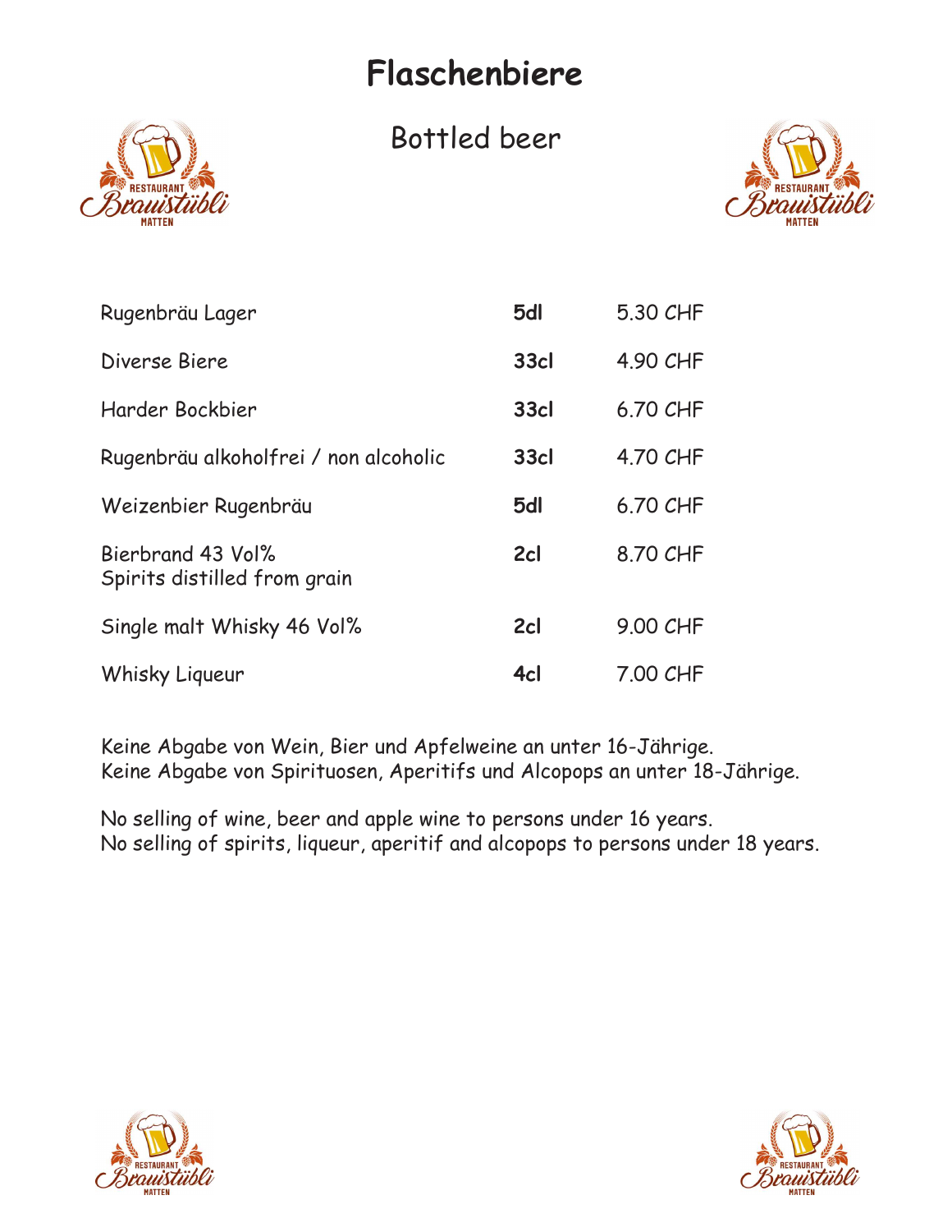# Flaschenbiere

## Bottled beer

| | | |
|---|---|---|
| Rugenbräu Lager | **5dl** | 5.30 CHF |
| Diverse Biere | **33cl** | 4.90 CHF |
| Harder Bockbier | **33cl** | 6.70 CHF |
| Rugenbräu alkoholfrei / non alcoholic | **33cl** | 4.70 CHF |
| Weizenbier Rugenbräu | **5dl** | 6.70 CHF |
| Bierbrand 43 Vol% Spirits distilled from grain | **2cl** | 8.70 CHF |
| Single malt Whisky 46 Vol% | **2cl** | 9.00 CHF |
| Whisky Liqueur | **4cl** | 7.00 CHF |

Keine Abgabe von Wein, Bier und Apfelweine an unter 16-Jährige.
Keine Abgabe von Spirituosen, Aperitifs und Alcopops an unter 18-Jährige.

No selling of wine, beer and apple wine to persons under 16 years.
No selling of spirits, liqueur, aperitif and alcopops to persons under 18 years.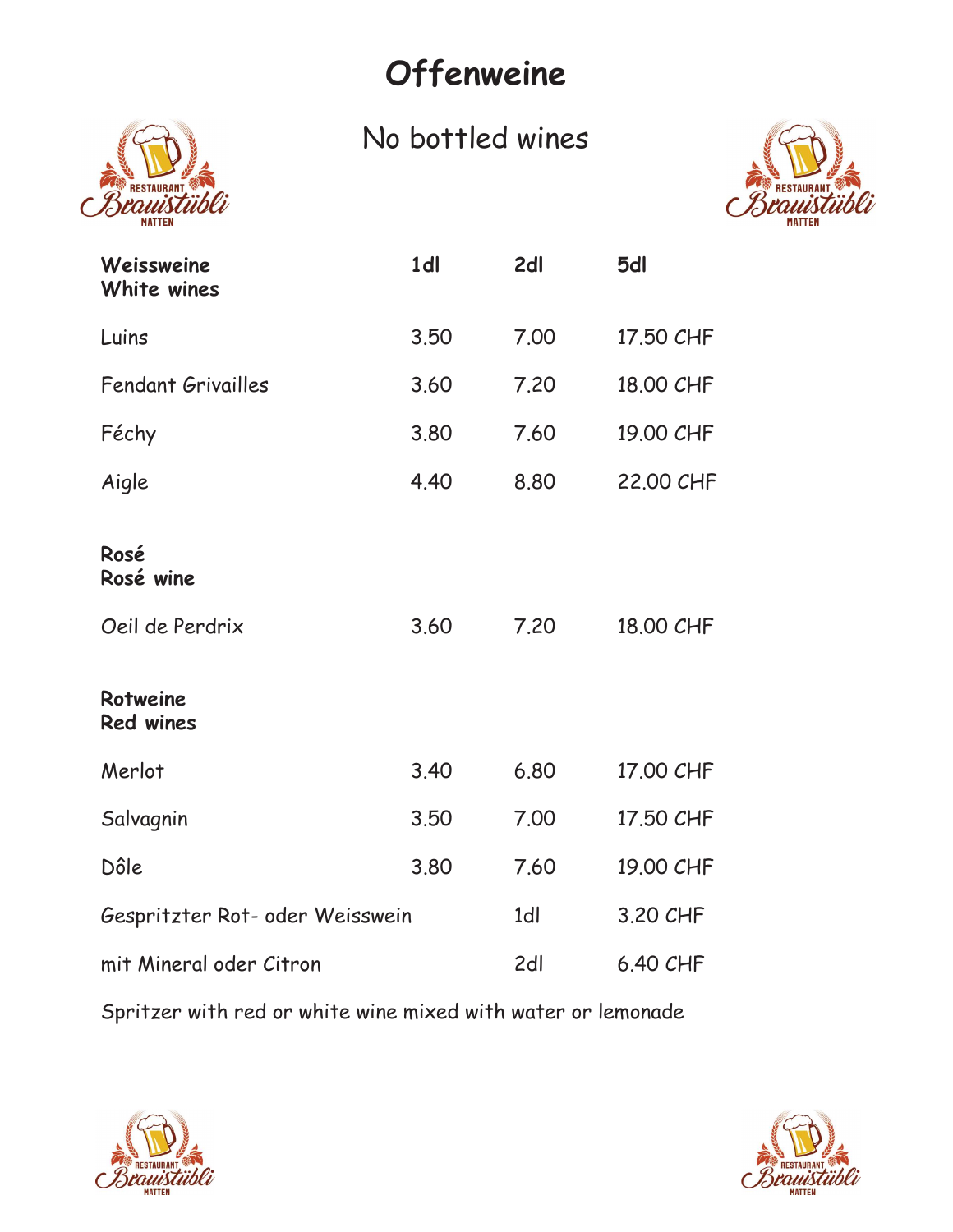# Offenweine

No bottled wines

| **Weissweine**<br>**White wines** | **1dl** | **2dl** | **5dl** |
| --- | --- | --- | --- |
| Luins | 3.50 | 7.00 | 17.50 CHF |
| Fendant Grivailles | 3.60 | 7.20 | 18.00 CHF |
| Féchy | 3.80 | 7.60 | 19.00 CHF |
| Aigle | 4.40 | 8.80 | 22.00 CHF |
| **Rosé**<br>**Rosé wine** | | | |
| Oeil de Perdrix | 3.60 | 7.20 | 18.00 CHF |
| **Rotweine**<br>**Red wines** | | | |
| Merlot | 3.40 | 6.80 | 17.00 CHF |
| Salvagnin | 3.50 | 7.00 | 17.50 CHF |
| Dôle | 3.80 | 7.60 | 19.00 CHF |

| | | |
| --- | --- | --- |
| Gespritzter Rot- oder Weisswein | 1dl | 3.20 CHF |
| mit Mineral oder Citron | 2dl | 6.40 CHF |

Spritzer with red or white wine mixed with water or lemonade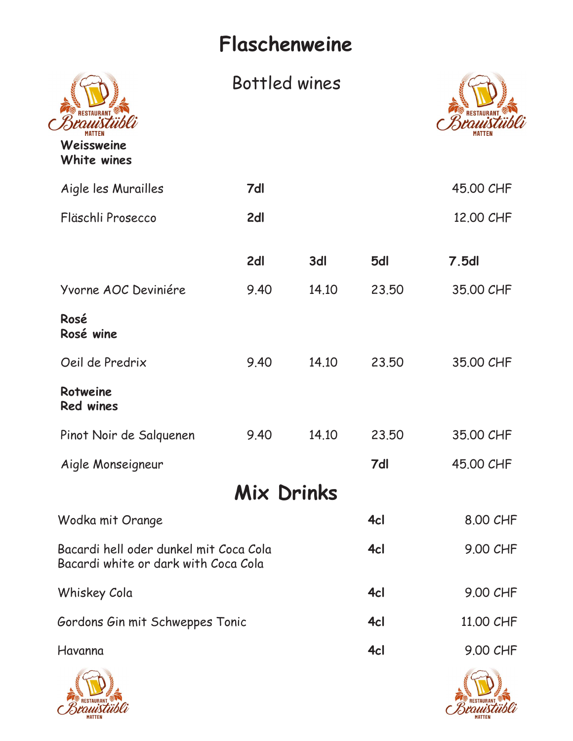# Flaschenweine

## Bottled wines

**Weissweine**
**White wines**

| | | | | |
|---|---|---|---|---|
| Aigle les Murailles | **7dl** | | | 45.00 CHF |
| Fläschli Prosecco | **2dl** | | | 12.00 CHF |
| | **2dl** | **3dl** | **5dl** | **7.5dl** |
| Yvorne AOC Deviniére | 9.40 | 14.10 | 23.50 | 35.00 CHF |

**Rosé**
**Rosé wine**

| | | | | |
|---|---|---|---|---|
| Oeil de Predrix | 9.40 | 14.10 | 23.50 | 35.00 CHF |

**Rotweine**
**Red wines**

| | | | | |
|---|---|---|---|---|
| Pinot Noir de Salquenen | 9.40 | 14.10 | 23.50 | 35.00 CHF |
| Aigle Monseigneur | | | **7dl** | 45.00 CHF |

## Mix Drinks

| | | |
|---|---|---|
| Wodka mit Orange | **4cl** | 8.00 CHF |
| Bacardi hell oder dunkel mit Coca Cola<br>Bacardi white or dark with Coca Cola | **4cl** | 9.00 CHF |
| Whiskey Cola | **4cl** | 9.00 CHF |
| Gordons Gin mit Schweppes Tonic | **4cl** | 11.00 CHF |
| Havanna | **4cl** | 9.00 CHF |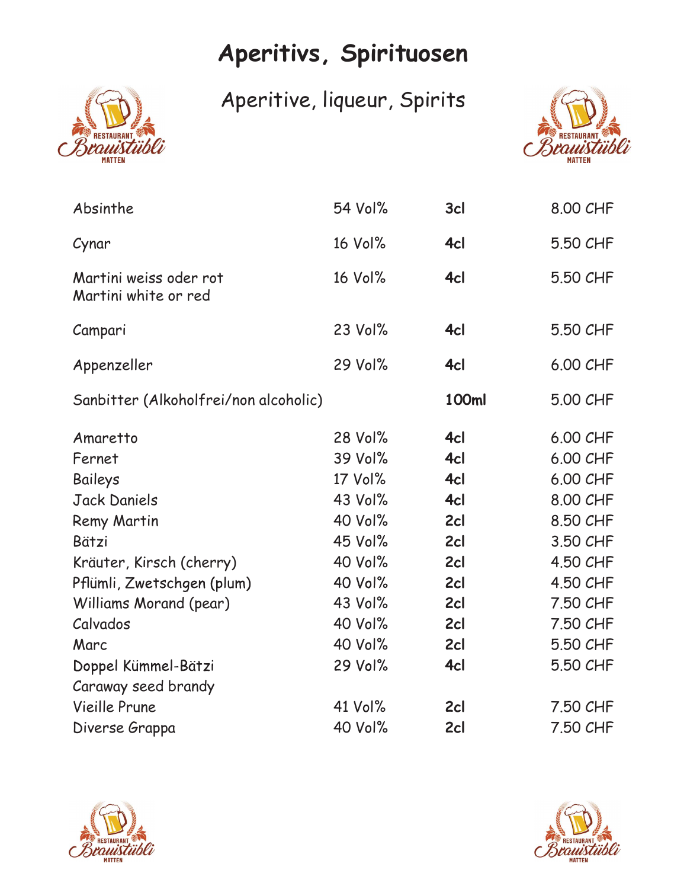# Aperitivs, Spirituosen

## Aperitive, liqueur, Spirits

| | | | |
|---|---|---|---|
| Absinthe | 54 Vol% | **3cl** | 8.00 CHF |
| Cynar | 16 Vol% | **4cl** | 5.50 CHF |
| Martini weiss oder rot<br>Martini white or red | 16 Vol% | **4cl** | 5.50 CHF |
| Campari | 23 Vol% | **4cl** | 5.50 CHF |
| Appenzeller | 29 Vol% | **4cl** | 6.00 CHF |
| Sanbitter (Alkoholfrei/non alcoholic) | | **100ml** | 5.00 CHF |
| Amaretto | 28 Vol% | **4cl** | 6.00 CHF |
| Fernet | 39 Vol% | **4cl** | 6.00 CHF |
| Baileys | 17 Vol% | **4cl** | 6.00 CHF |
| Jack Daniels | 43 Vol% | **4cl** | 8.00 CHF |
| Remy Martin | 40 Vol% | **2cl** | 8.50 CHF |
| Bätzi | 45 Vol% | **2cl** | 3.50 CHF |
| Kräuter, Kirsch (cherry) | 40 Vol% | **2cl** | 4.50 CHF |
| Pflümli, Zwetschgen (plum) | 40 Vol% | **2cl** | 4.50 CHF |
| Williams Morand (pear) | 43 Vol% | **2cl** | 7.50 CHF |
| Calvados | 40 Vol% | **2cl** | 7.50 CHF |
| Marc | 40 Vol% | **2cl** | 5.50 CHF |
| Doppel Kümmel-Bätzi<br>Caraway seed brandy | 29 Vol% | **4cl** | 5.50 CHF |
| Vieille Prune | 41 Vol% | **2cl** | 7.50 CHF |
| Diverse Grappa | 40 Vol% | **2cl** | 7.50 CHF |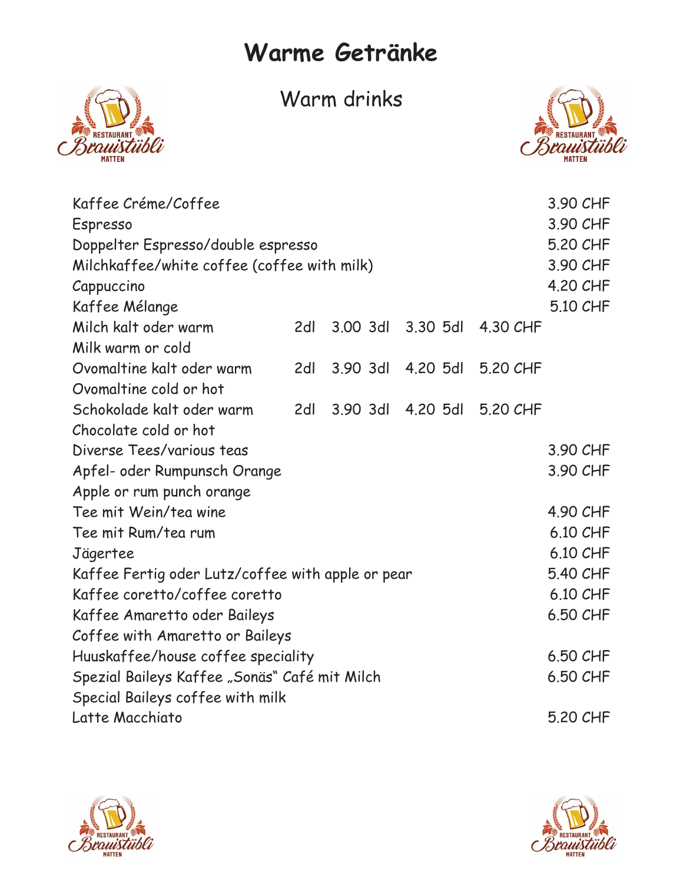# Warme Getränke

## Warm drinks

| | | | | | | | | |
|---|---|---|---|---|---|---|---|---|
| Kaffee Créme/Coffee | | | | | | | | 3.90 CHF |
| Espresso | | | | | | | | 3.90 CHF |
| Doppelter Espresso/double espresso | | | | | | | | 5.20 CHF |
| Milchkaffee/white coffee (coffee with milk) | | | | | | | | 3.90 CHF |
| Cappuccino | | | | | | | | 4.20 CHF |
| Kaffee Mélange | | | | | | | | 5.10 CHF |
| Milch kalt oder warm<br>Milk warm or cold | 2dl | 3.00 | 3dl | 3.30 | 5dl | 4.30 CHF | | |
| Ovomaltine kalt oder warm<br>Ovomaltine cold or hot | 2dl | 3.90 | 3dl | 4.20 | 5dl | 5.20 CHF | | |
| Schokolade kalt oder warm<br>Chocolate cold or hot | 2dl | 3.90 | 3dl | 4.20 | 5dl | 5.20 CHF | | |
| Diverse Tees/various teas | | | | | | | | 3.90 CHF |
| Apfel- oder Rumpunsch Orange<br>Apple or rum punch orange | | | | | | | | 3.90 CHF |
| Tee mit Wein/tea wine | | | | | | | | 4.90 CHF |
| Tee mit Rum/tea rum | | | | | | | | 6.10 CHF |
| Jägertee | | | | | | | | 6.10 CHF |
| Kaffee Fertig oder Lutz/coffee with apple or pear | | | | | | | | 5.40 CHF |
| Kaffee coretto/coffee coretto | | | | | | | | 6.10 CHF |
| Kaffee Amaretto oder Baileys<br>Coffee with Amaretto or Baileys | | | | | | | | 6.50 CHF |
| Huuskaffee/house coffee speciality | | | | | | | | 6.50 CHF |
| Spezial Baileys Kaffee „Sonäs" Café mit Milch<br>Special Baileys coffee with milk | | | | | | | | 6.50 CHF |
| Latte Macchiato | | | | | | | | 5.20 CHF |